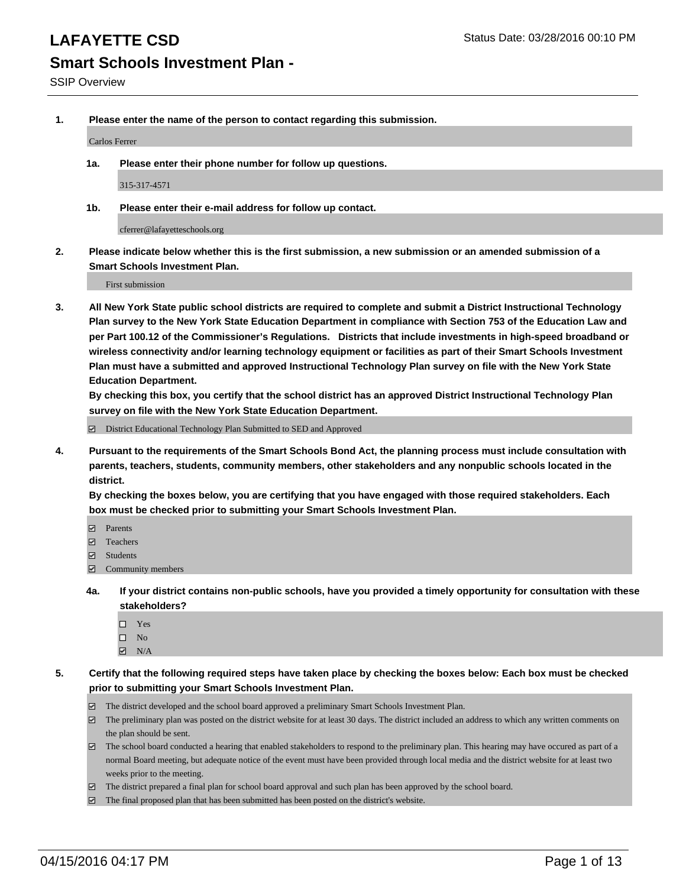# LAFAYETTE CSD

Status Date: 03/28/2016 00:10 PM

## Smart Schools Investment Plan -

SSIP Overview

**1. Please enter the name of the person to contact regarding this submission.**

Carlos Ferrer

**1a. Please enter their phone number for follow up questions.**

315-317-4571

**1b. Please enter their e-mail address for follow up contact.**

cferrer@lafayetteschools.org

**2. Please indicate below whether this is the first submission, a new submission or an amended submission of a Smart Schools Investment Plan.**

First submission

**3. All New York State public school districts are required to complete and submit a District Instructional Technology Plan survey to the New York State Education Department in compliance with Section 753 of the Education Law and per Part 100.12 of the Commissioner's Regulations. Districts that include investments in high-speed broadband or wireless connectivity and/or learning technology equipment or facilities as part of their Smart Schools Investment Plan must have a submitted and approved Instructional Technology Plan survey on file with the New York State Education Department.**
**By checking this box, you certify that the school district has an approved District Instructional Technology Plan survey on file with the New York State Education Department.**

☑ District Educational Technology Plan Submitted to SED and Approved

**4. Pursuant to the requirements of the Smart Schools Bond Act, the planning process must include consultation with parents, teachers, students, community members, other stakeholders and any nonpublic schools located in the district.**
**By checking the boxes below, you are certifying that you have engaged with those required stakeholders. Each box must be checked prior to submitting your Smart Schools Investment Plan.**

☑ Parents
☑ Teachers
☑ Students
☑ Community members

**4a. If your district contains non-public schools, have you provided a timely opportunity for consultation with these stakeholders?**

☐ Yes
☐ No
☑ N/A

**5. Certify that the following required steps have taken place by checking the boxes below: Each box must be checked prior to submitting your Smart Schools Investment Plan.**

☑ The district developed and the school board approved a preliminary Smart Schools Investment Plan.
☑ The preliminary plan was posted on the district website for at least 30 days. The district included an address to which any written comments on the plan should be sent.
☑ The school board conducted a hearing that enabled stakeholders to respond to the preliminary plan. This hearing may have occured as part of a normal Board meeting, but adequate notice of the event must have been provided through local media and the district website for at least two weeks prior to the meeting.
☑ The district prepared a final plan for school board approval and such plan has been approved by the school board.
☑ The final proposed plan that has been submitted has been posted on the district's website.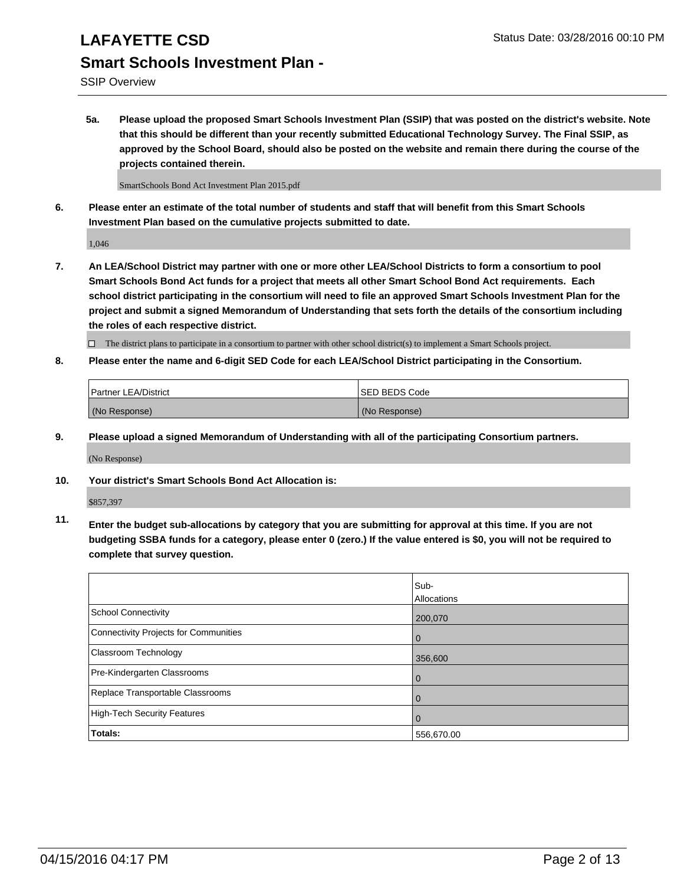# LAFAYETTE CSD

## Smart Schools Investment Plan -

SSIP Overview

**5a. Please upload the proposed Smart Schools Investment Plan (SSIP) that was posted on the district's website. Note that this should be different than your recently submitted Educational Technology Survey. The Final SSIP, as approved by the School Board, should also be posted on the website and remain there during the course of the projects contained therein.**

SmartSchools Bond Act Investment Plan 2015.pdf

**6. Please enter an estimate of the total number of students and staff that will benefit from this Smart Schools Investment Plan based on the cumulative projects submitted to date.**

1,046

**7. An LEA/School District may partner with one or more other LEA/School Districts to form a consortium to pool Smart Schools Bond Act funds for a project that meets all other Smart School Bond Act requirements. Each school district participating in the consortium will need to file an approved Smart Schools Investment Plan for the project and submit a signed Memorandum of Understanding that sets forth the details of the consortium including the roles of each respective district.**

☐ The district plans to participate in a consortium to partner with other school district(s) to implement a Smart Schools project.

**8. Please enter the name and 6-digit SED Code for each LEA/School District participating in the Consortium.**

| Partner LEA/District | SED BEDS Code |
|---|---|
| (No Response) | (No Response) |

**9. Please upload a signed Memorandum of Understanding with all of the participating Consortium partners.**

(No Response)

**10. Your district's Smart Schools Bond Act Allocation is:**

$857,397

**11. Enter the budget sub-allocations by category that you are submitting for approval at this time. If you are not budgeting SSBA funds for a category, please enter 0 (zero.) If the value entered is $0, you will not be required to complete that survey question.**

| | Sub-Allocations |
|---|---|
| School Connectivity | 200,070 |
| Connectivity Projects for Communities | 0 |
| Classroom Technology | 356,600 |
| Pre-Kindergarten Classrooms | 0 |
| Replace Transportable Classrooms | 0 |
| High-Tech Security Features | 0 |
| **Totals:** | 556,670.00 |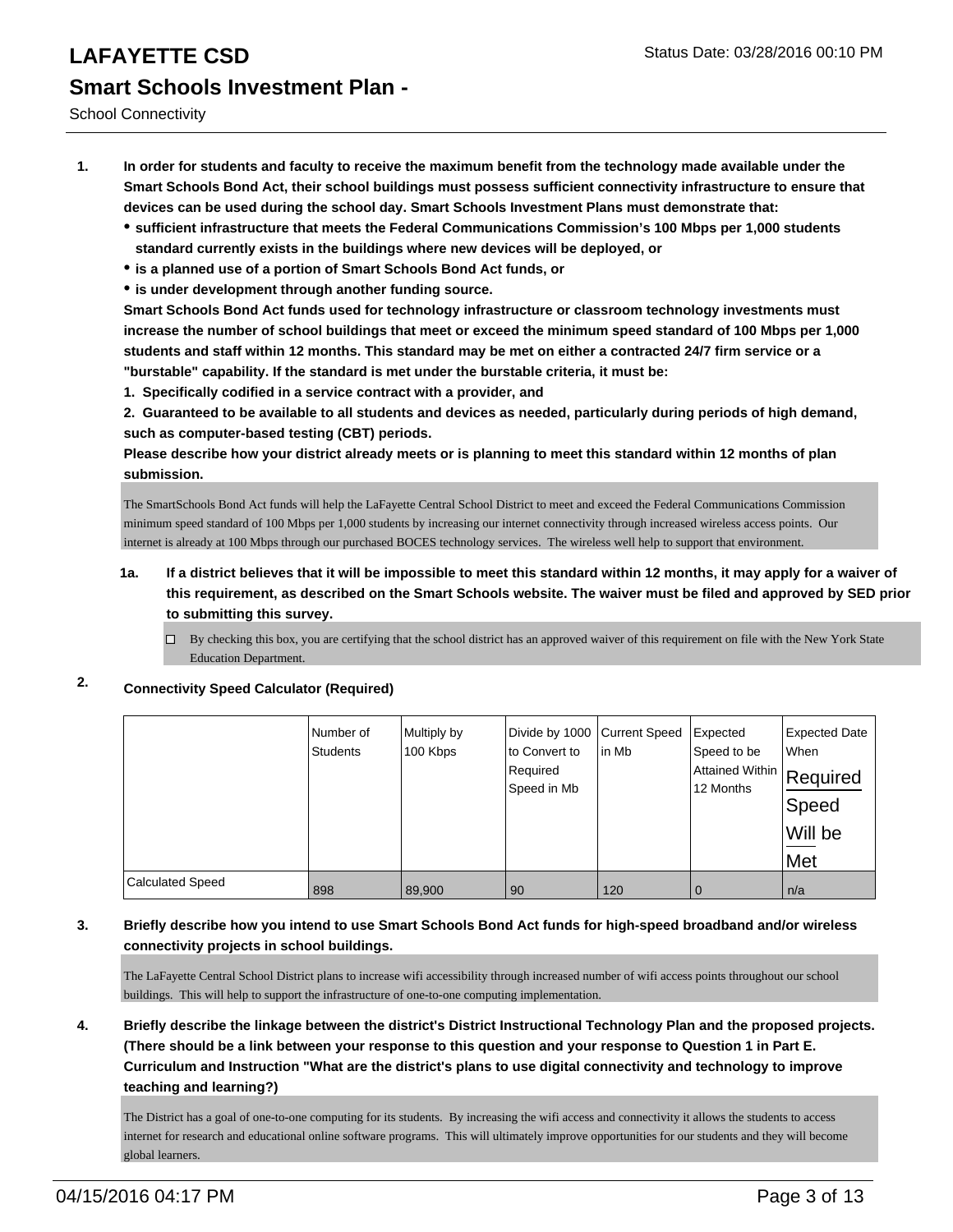# LAFAYETTE CSD

## Smart Schools Investment Plan -

School Connectivity

1. **In order for students and faculty to receive the maximum benefit from the technology made available under the Smart Schools Bond Act, their school buildings must possess sufficient connectivity infrastructure to ensure that devices can be used during the school day. Smart Schools Investment Plans must demonstrate that:**
   - **sufficient infrastructure that meets the Federal Communications Commission's 100 Mbps per 1,000 students standard currently exists in the buildings where new devices will be deployed, or**
   - **is a planned use of a portion of Smart Schools Bond Act funds, or**
   - **is under development through another funding source.**

   **Smart Schools Bond Act funds used for technology infrastructure or classroom technology investments must increase the number of school buildings that meet or exceed the minimum speed standard of 100 Mbps per 1,000 students and staff within 12 months. This standard may be met on either a contracted 24/7 firm service or a "burstable" capability. If the standard is met under the burstable criteria, it must be:**

   **1. Specifically codified in a service contract with a provider, and**

   **2. Guaranteed to be available to all students and devices as needed, particularly during periods of high demand, such as computer-based testing (CBT) periods.**

   **Please describe how your district already meets or is planning to meet this standard within 12 months of plan submission.**

   The SmartSchools Bond Act funds will help the LaFayette Central School District to meet and exceed the Federal Communications Commission minimum speed standard of 100 Mbps per 1,000 students by increasing our internet connectivity through increased wireless access points. Our internet is already at 100 Mbps through our purchased BOCES technology services. The wireless well help to support that environment.

   **1a. If a district believes that it will be impossible to meet this standard within 12 months, it may apply for a waiver of this requirement, as described on the Smart Schools website. The waiver must be filed and approved by SED prior to submitting this survey.**

   ☐ By checking this box, you are certifying that the school district has an approved waiver of this requirement on file with the New York State Education Department.

2. **Connectivity Speed Calculator (Required)**

| | Number of Students | Multiply by 100 Kbps | Divide by 1000 to Convert to Required Speed in Mb | Current Speed in Mb | Expected Speed to be Attained Within 12 Months | Expected Date When Required Speed Will be Met |
|---|---|---|---|---|---|---|
| Calculated Speed | 898 | 89,900 | 90 | 120 | 0 | n/a |

3. **Briefly describe how you intend to use Smart Schools Bond Act funds for high-speed broadband and/or wireless connectivity projects in school buildings.**

   The LaFayette Central School District plans to increase wifi accessibility through increased number of wifi access points throughout our school buildings. This will help to support the infrastructure of one-to-one computing implementation.

4. **Briefly describe the linkage between the district's District Instructional Technology Plan and the proposed projects. (There should be a link between your response to this question and your response to Question 1 in Part E. Curriculum and Instruction "What are the district's plans to use digital connectivity and technology to improve teaching and learning?)**

   The District has a goal of one-to-one computing for its students. By increasing the wifi access and connectivity it allows the students to access internet for research and educational online software programs. This will ultimately improve opportunities for our students and they will become global learners.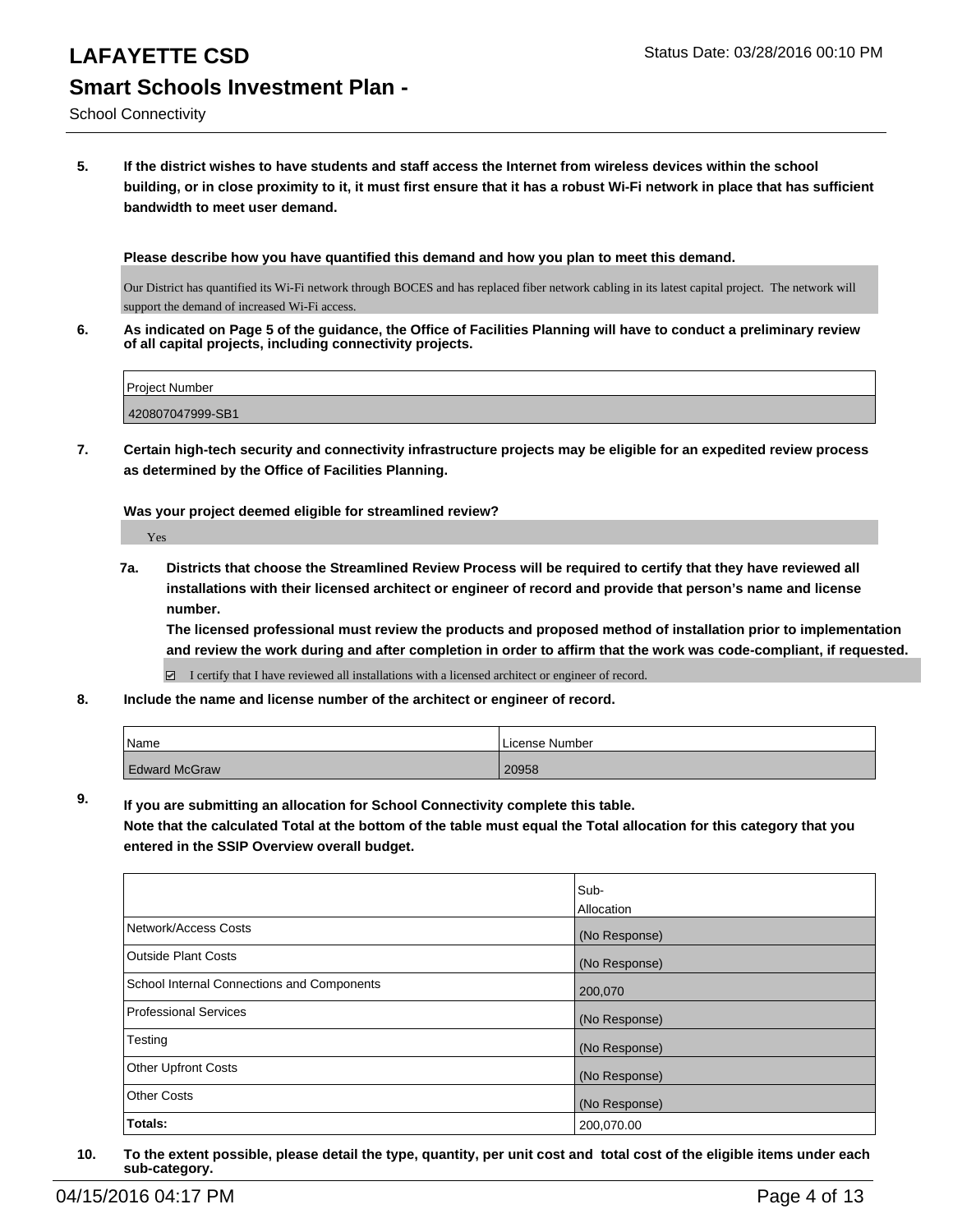**5. If the district wishes to have students and staff access the Internet from wireless devices within the school building, or in close proximity to it, it must first ensure that it has a robust Wi-Fi network in place that has sufficient bandwidth to meet user demand.**

**Please describe how you have quantified this demand and how you plan to meet this demand.**

Our District has quantified its Wi-Fi network through BOCES and has replaced fiber network cabling in its latest capital project. The network will support the demand of increased Wi-Fi access.

**6. As indicated on Page 5 of the guidance, the Office of Facilities Planning will have to conduct a preliminary review of all capital projects, including connectivity projects.**

| Project Number |
| --- |
| 420807047999-SB1 |

**7. Certain high-tech security and connectivity infrastructure projects may be eligible for an expedited review process as determined by the Office of Facilities Planning.**

**Was your project deemed eligible for streamlined review?**

Yes

**7a. Districts that choose the Streamlined Review Process will be required to certify that they have reviewed all installations with their licensed architect or engineer of record and provide that person's name and license number.**
**The licensed professional must review the products and proposed method of installation prior to implementation and review the work during and after completion in order to affirm that the work was code-compliant, if requested.**

☑ I certify that I have reviewed all installations with a licensed architect or engineer of record.

**8. Include the name and license number of the architect or engineer of record.**

| Name | License Number |
| --- | --- |
| Edward McGraw | 20958 |

**9. If you are submitting an allocation for School Connectivity complete this table.**
**Note that the calculated Total at the bottom of the table must equal the Total allocation for this category that you entered in the SSIP Overview overall budget.**

| | Sub-Allocation |
| --- | --- |
| Network/Access Costs | (No Response) |
| Outside Plant Costs | (No Response) |
| School Internal Connections and Components | 200,070 |
| Professional Services | (No Response) |
| Testing | (No Response) |
| Other Upfront Costs | (No Response) |
| Other Costs | (No Response) |
| **Totals:** | 200,070.00 |

**10. To the extent possible, please detail the type, quantity, per unit cost and total cost of the eligible items under each sub-category.**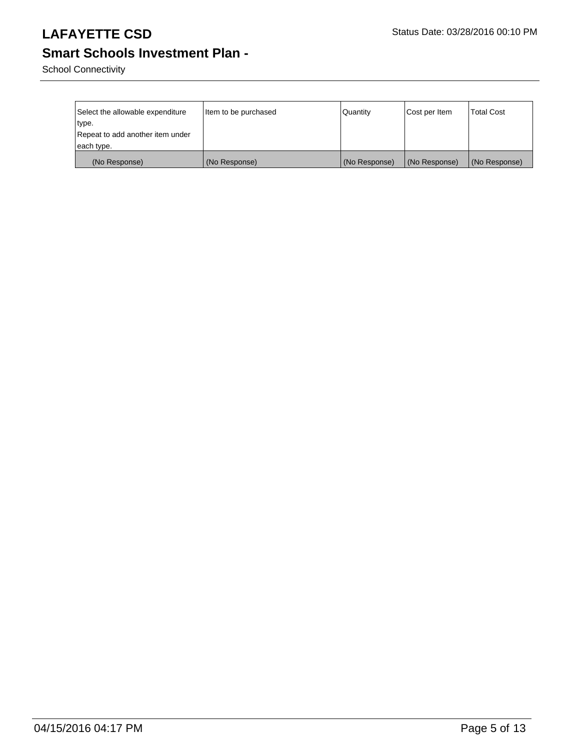| Select the allowable expenditure type.<br>Repeat to add another item under each type. | Item to be purchased | Quantity | Cost per Item | Total Cost |
|---|---|---|---|---|
| (No Response) | (No Response) | (No Response) | (No Response) | (No Response) |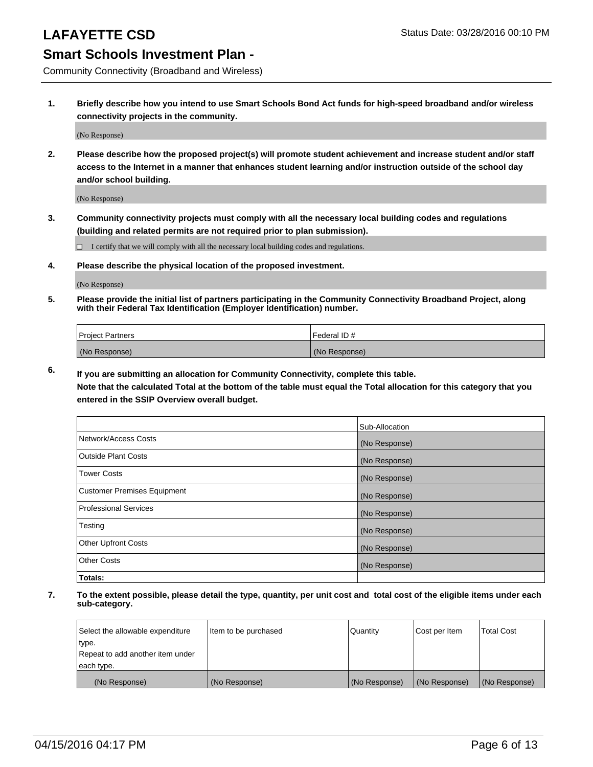# LAFAYETTE CSD

Status Date: 03/28/2016 00:10 PM

## Smart Schools Investment Plan -

Community Connectivity (Broadband and Wireless)

**1. Briefly describe how you intend to use Smart Schools Bond Act funds for high-speed broadband and/or wireless connectivity projects in the community.**

(No Response)

**2. Please describe how the proposed project(s) will promote student achievement and increase student and/or staff access to the Internet in a manner that enhances student learning and/or instruction outside of the school day and/or school building.**

(No Response)

**3. Community connectivity projects must comply with all the necessary local building codes and regulations (building and related permits are not required prior to plan submission).**

☐ I certify that we will comply with all the necessary local building codes and regulations.

**4. Please describe the physical location of the proposed investment.**

(No Response)

**5. Please provide the initial list of partners participating in the Community Connectivity Broadband Project, along with their Federal Tax Identification (Employer Identification) number.**

| Project Partners | Federal ID # |
| --- | --- |
| (No Response) | (No Response) |

**6. If you are submitting an allocation for Community Connectivity, complete this table.**
**Note that the calculated Total at the bottom of the table must equal the Total allocation for this category that you entered in the SSIP Overview overall budget.**

| | Sub-Allocation |
| --- | --- |
| Network/Access Costs | (No Response) |
| Outside Plant Costs | (No Response) |
| Tower Costs | (No Response) |
| Customer Premises Equipment | (No Response) |
| Professional Services | (No Response) |
| Testing | (No Response) |
| Other Upfront Costs | (No Response) |
| Other Costs | (No Response) |
| **Totals:** | |

**7. To the extent possible, please detail the type, quantity, per unit cost and total cost of the eligible items under each sub-category.**

| Select the allowable expenditure type. Repeat to add another item under each type. | Item to be purchased | Quantity | Cost per Item | Total Cost |
| --- | --- | --- | --- | --- |
| (No Response) | (No Response) | (No Response) | (No Response) | (No Response) |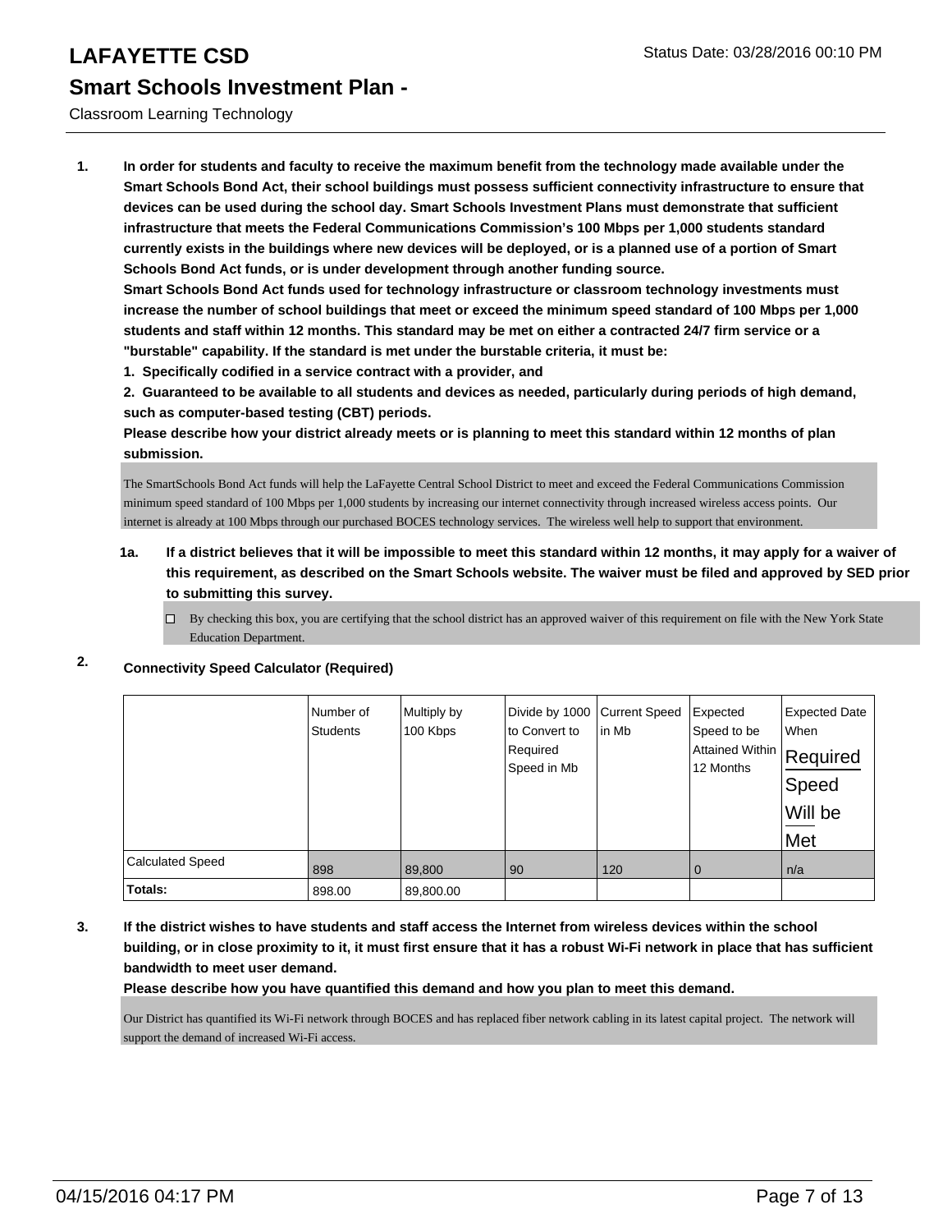# LAFAYETTE CSD

## Smart Schools Investment Plan -

Classroom Learning Technology

1. **In order for students and faculty to receive the maximum benefit from the technology made available under the Smart Schools Bond Act, their school buildings must possess sufficient connectivity infrastructure to ensure that devices can be used during the school day. Smart Schools Investment Plans must demonstrate that sufficient infrastructure that meets the Federal Communications Commission's 100 Mbps per 1,000 students standard currently exists in the buildings where new devices will be deployed, or is a planned use of a portion of Smart Schools Bond Act funds, or is under development through another funding source.**
   **Smart Schools Bond Act funds used for technology infrastructure or classroom technology investments must increase the number of school buildings that meet or exceed the minimum speed standard of 100 Mbps per 1,000 students and staff within 12 months. This standard may be met on either a contracted 24/7 firm service or a "burstable" capability. If the standard is met under the burstable criteria, it must be:**
   **1. Specifically codified in a service contract with a provider, and**
   **2. Guaranteed to be available to all students and devices as needed, particularly during periods of high demand, such as computer-based testing (CBT) periods.**
   **Please describe how your district already meets or is planning to meet this standard within 12 months of plan submission.**

   The SmartSchools Bond Act funds will help the LaFayette Central School District to meet and exceed the Federal Communications Commission minimum speed standard of 100 Mbps per 1,000 students by increasing our internet connectivity through increased wireless access points. Our internet is already at 100 Mbps through our purchased BOCES technology services. The wireless well help to support that environment.

   **1a. If a district believes that it will be impossible to meet this standard within 12 months, it may apply for a waiver of this requirement, as described on the Smart Schools website. The waiver must be filed and approved by SED prior to submitting this survey.**

   ☐ By checking this box, you are certifying that the school district has an approved waiver of this requirement on file with the New York State Education Department.

2. **Connectivity Speed Calculator (Required)**

| | Number of Students | Multiply by 100 Kbps | Divide by 1000 to Convert to Required Speed in Mb | Current Speed in Mb | Expected Speed to be Attained Within 12 Months | Expected Date When Required Speed Will be Met |
|---|---|---|---|---|---|---|
| Calculated Speed | 898 | 89,800 | 90 | 120 | 0 | n/a |
| **Totals:** | 898.00 | 89,800.00 | | | | |

3. **If the district wishes to have students and staff access the Internet from wireless devices within the school building, or in close proximity to it, it must first ensure that it has a robust Wi-Fi network in place that has sufficient bandwidth to meet user demand.**
   **Please describe how you have quantified this demand and how you plan to meet this demand.**

   Our District has quantified its Wi-Fi network through BOCES and has replaced fiber network cabling in its latest capital project. The network will support the demand of increased Wi-Fi access.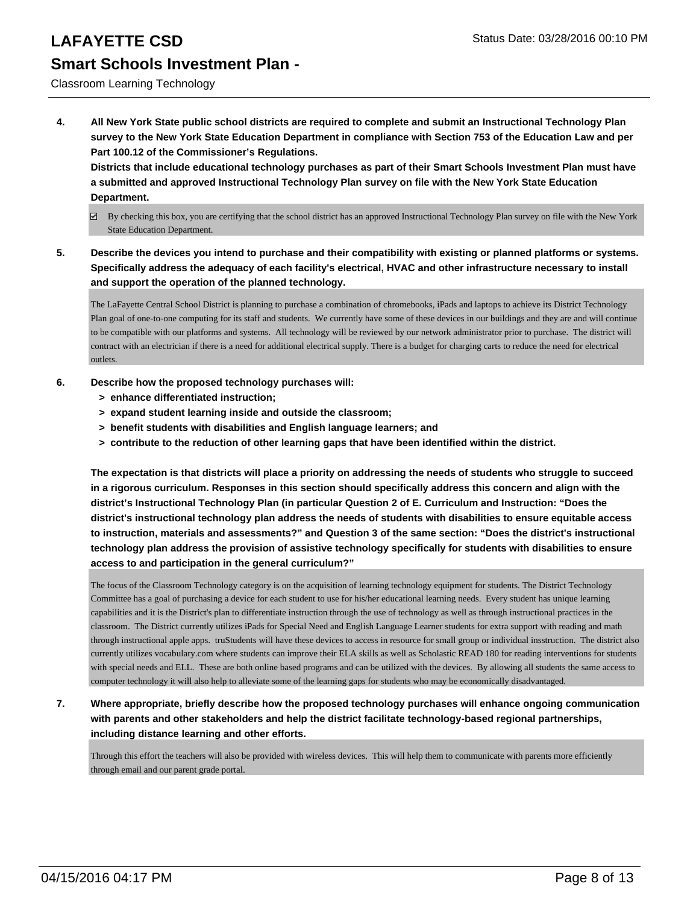# LAFAYETTE CSD

## Smart Schools Investment Plan -

Classroom Learning Technology

Status Date: 03/28/2016 00:10 PM

**4. All New York State public school districts are required to complete and submit an Instructional Technology Plan survey to the New York State Education Department in compliance with Section 753 of the Education Law and per Part 100.12 of the Commissioner's Regulations.**
**Districts that include educational technology purchases as part of their Smart Schools Investment Plan must have a submitted and approved Instructional Technology Plan survey on file with the New York State Education Department.**

☑ By checking this box, you are certifying that the school district has an approved Instructional Technology Plan survey on file with the New York State Education Department.

**5. Describe the devices you intend to purchase and their compatibility with existing or planned platforms or systems. Specifically address the adequacy of each facility's electrical, HVAC and other infrastructure necessary to install and support the operation of the planned technology.**

The LaFayette Central School District is planning to purchase a combination of chromebooks, iPads and laptops to achieve its District Technology Plan goal of one-to-one computing for its staff and students. We currently have some of these devices in our buildings and they are and will continue to be compatible with our platforms and systems. All technology will be reviewed by our network administrator prior to purchase. The district will contract with an electrician if there is a need for additional electrical supply. There is a budget for charging carts to reduce the need for electrical outlets.

**6. Describe how the proposed technology purchases will:**
- **> enhance differentiated instruction;**
- **> expand student learning inside and outside the classroom;**
- **> benefit students with disabilities and English language learners; and**
- **> contribute to the reduction of other learning gaps that have been identified within the district.**

**The expectation is that districts will place a priority on addressing the needs of students who struggle to succeed in a rigorous curriculum. Responses in this section should specifically address this concern and align with the district's Instructional Technology Plan (in particular Question 2 of E. Curriculum and Instruction: "Does the district's instructional technology plan address the needs of students with disabilities to ensure equitable access to instruction, materials and assessments?" and Question 3 of the same section: "Does the district's instructional technology plan address the provision of assistive technology specifically for students with disabilities to ensure access to and participation in the general curriculum?"**

The focus of the Classroom Technology category is on the acquisition of learning technology equipment for students. The District Technology Committee has a goal of purchasing a device for each student to use for his/her educational learning needs. Every student has unique learning capabilities and it is the District's plan to differentiate instruction through the use of technology as well as through instructional practices in the classroom. The District currently utilizes iPads for Special Need and English Language Learner students for extra support with reading and math through instructional apple apps. truStudents will have these devices to access in resource for small group or individual insstruction. The district also currently utilizes vocabulary.com where students can improve their ELA skills as well as Scholastic READ 180 for reading interventions for students with special needs and ELL. These are both online based programs and can be utilized with the devices. By allowing all students the same access to computer technology it will also help to alleviate some of the learning gaps for students who may be economically disadvantaged.

**7. Where appropriate, briefly describe how the proposed technology purchases will enhance ongoing communication with parents and other stakeholders and help the district facilitate technology-based regional partnerships, including distance learning and other efforts.**

Through this effort the teachers will also be provided with wireless devices. This will help them to communicate with parents more efficiently through email and our parent grade portal.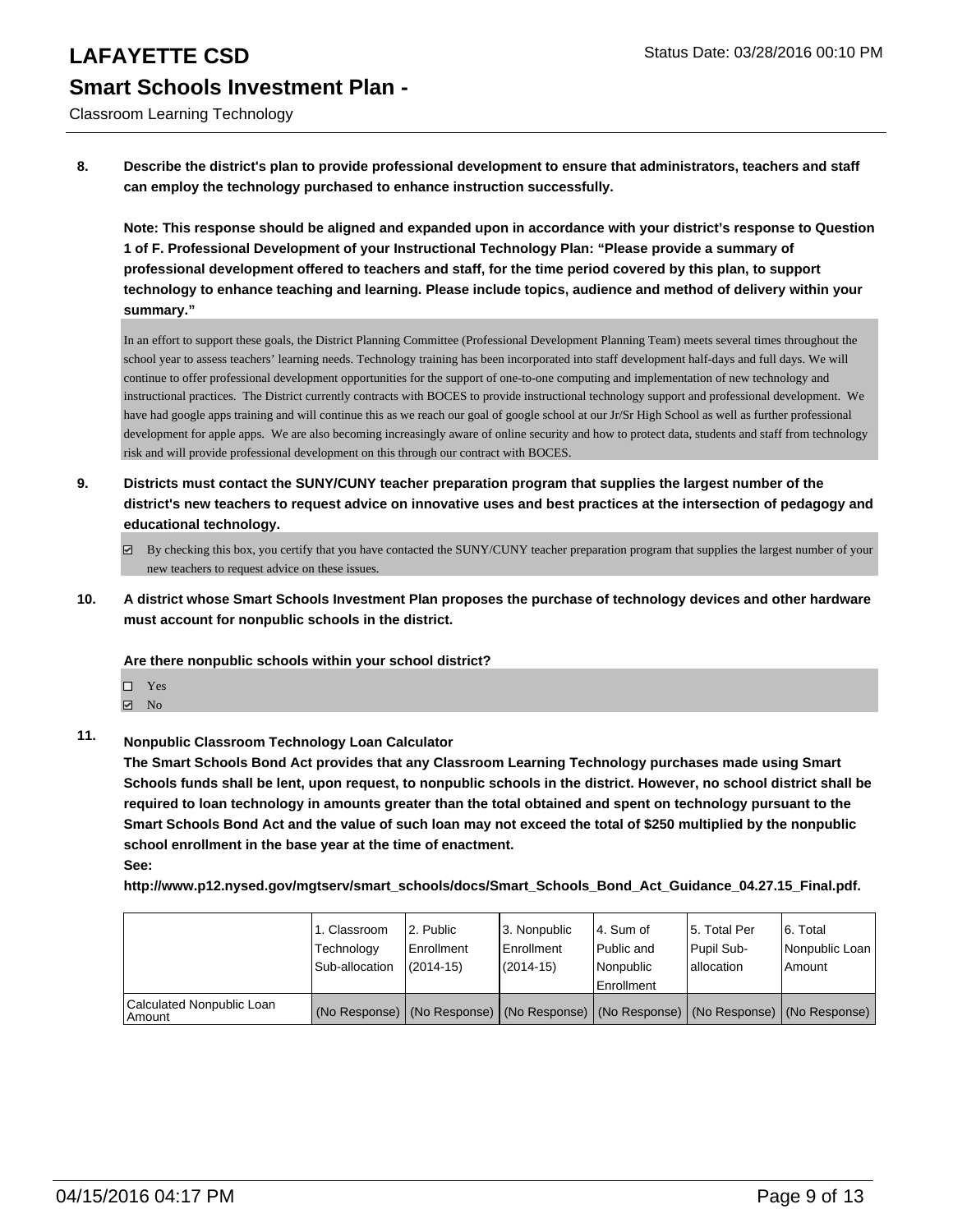**8. Describe the district's plan to provide professional development to ensure that administrators, teachers and staff can employ the technology purchased to enhance instruction successfully.**

**Note: This response should be aligned and expanded upon in accordance with your district's response to Question 1 of F. Professional Development of your Instructional Technology Plan: "Please provide a summary of professional development offered to teachers and staff, for the time period covered by this plan, to support technology to enhance teaching and learning. Please include topics, audience and method of delivery within your summary."**

In an effort to support these goals, the District Planning Committee (Professional Development Planning Team) meets several times throughout the school year to assess teachers' learning needs. Technology training has been incorporated into staff development half-days and full days. We will continue to offer professional development opportunities for the support of one-to-one computing and implementation of new technology and instructional practices. The District currently contracts with BOCES to provide instructional technology support and professional development. We have had google apps training and will continue this as we reach our goal of google school at our Jr/Sr High School as well as further professional development for apple apps. We are also becoming increasingly aware of online security and how to protect data, students and staff from technology risk and will provide professional development on this through our contract with BOCES.

**9. Districts must contact the SUNY/CUNY teacher preparation program that supplies the largest number of the district's new teachers to request advice on innovative uses and best practices at the intersection of pedagogy and educational technology.**

☑ By checking this box, you certify that you have contacted the SUNY/CUNY teacher preparation program that supplies the largest number of your new teachers to request advice on these issues.

**10. A district whose Smart Schools Investment Plan proposes the purchase of technology devices and other hardware must account for nonpublic schools in the district.**

**Are there nonpublic schools within your school district?**

☐ Yes
☑ No

**11. Nonpublic Classroom Technology Loan Calculator**

**The Smart Schools Bond Act provides that any Classroom Learning Technology purchases made using Smart Schools funds shall be lent, upon request, to nonpublic schools in the district. However, no school district shall be required to loan technology in amounts greater than the total obtained and spent on technology pursuant to the Smart Schools Bond Act and the value of such loan may not exceed the total of $250 multiplied by the nonpublic school enrollment in the base year at the time of enactment.**

**See:**

**http://www.p12.nysed.gov/mgtserv/smart_schools/docs/Smart_Schools_Bond_Act_Guidance_04.27.15_Final.pdf.**

| | 1. Classroom Technology Sub-allocation | 2. Public Enrollment (2014-15) | 3. Nonpublic Enrollment (2014-15) | 4. Sum of Public and Nonpublic Enrollment | 5. Total Per Pupil Sub-allocation | 6. Total Nonpublic Loan Amount |
|---|---|---|---|---|---|---|
| Calculated Nonpublic Loan Amount | (No Response) | (No Response) | (No Response) | (No Response) | (No Response) | (No Response) |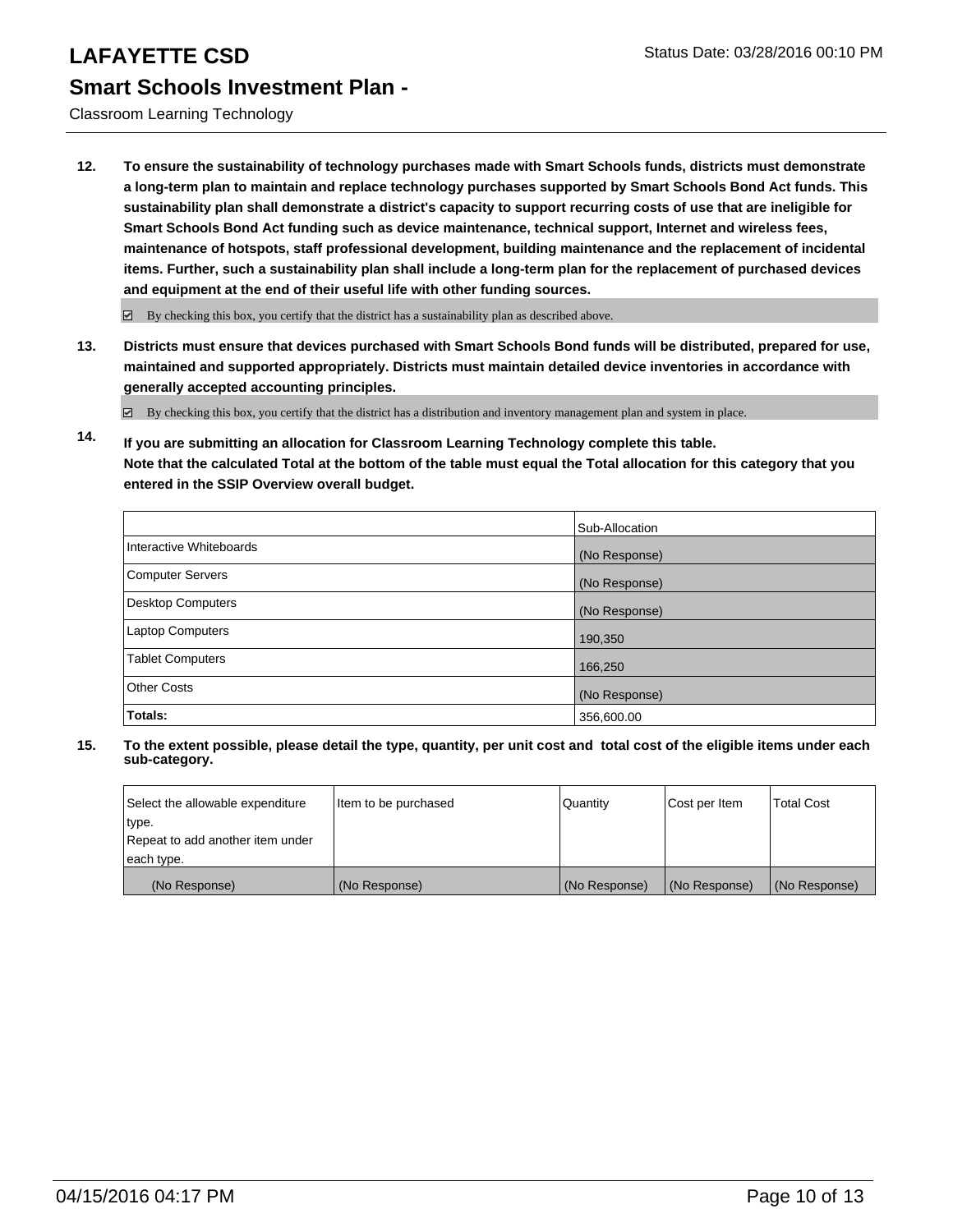**12. To ensure the sustainability of technology purchases made with Smart Schools funds, districts must demonstrate a long-term plan to maintain and replace technology purchases supported by Smart Schools Bond Act funds. This sustainability plan shall demonstrate a district's capacity to support recurring costs of use that are ineligible for Smart Schools Bond Act funding such as device maintenance, technical support, Internet and wireless fees, maintenance of hotspots, staff professional development, building maintenance and the replacement of incidental items. Further, such a sustainability plan shall include a long-term plan for the replacement of purchased devices and equipment at the end of their useful life with other funding sources.**

☑ By checking this box, you certify that the district has a sustainability plan as described above.

**13. Districts must ensure that devices purchased with Smart Schools Bond funds will be distributed, prepared for use, maintained and supported appropriately. Districts must maintain detailed device inventories in accordance with generally accepted accounting principles.**

☑ By checking this box, you certify that the district has a distribution and inventory management plan and system in place.

**14. If you are submitting an allocation for Classroom Learning Technology complete this table. Note that the calculated Total at the bottom of the table must equal the Total allocation for this category that you entered in the SSIP Overview overall budget.**

| | Sub-Allocation |
|---|---|
| Interactive Whiteboards | (No Response) |
| Computer Servers | (No Response) |
| Desktop Computers | (No Response) |
| Laptop Computers | 190,350 |
| Tablet Computers | 166,250 |
| Other Costs | (No Response) |
| **Totals:** | 356,600.00 |

**15. To the extent possible, please detail the type, quantity, per unit cost and total cost of the eligible items under each sub-category.**

| Select the allowable expenditure type. Repeat to add another item under each type. | Item to be purchased | Quantity | Cost per Item | Total Cost |
|---|---|---|---|---|
| (No Response) | (No Response) | (No Response) | (No Response) | (No Response) |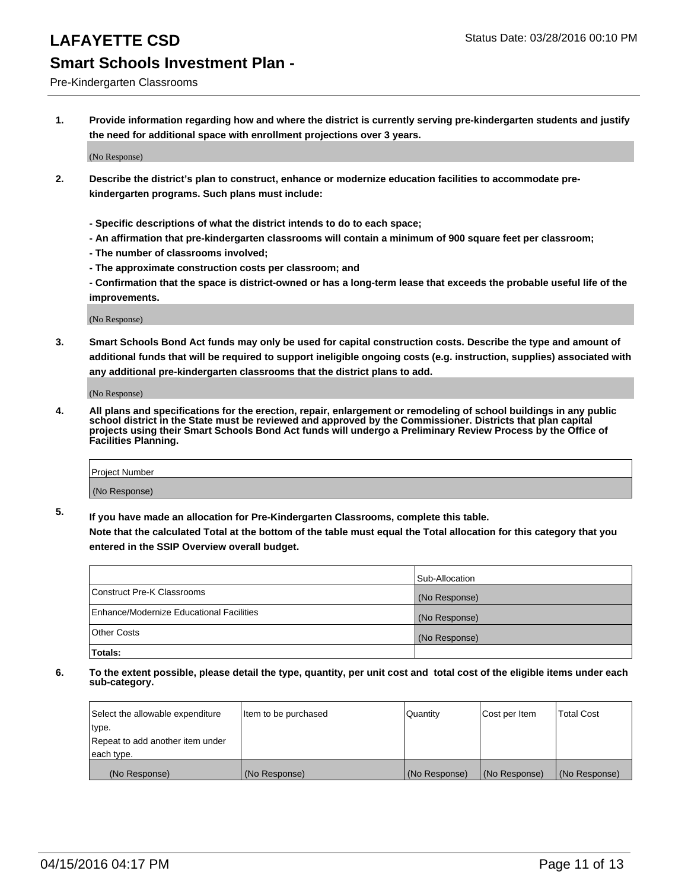# LAFAYETTE CSD

Status Date: 03/28/2016 00:10 PM

## Smart Schools Investment Plan -

Pre-Kindergarten Classrooms

**1. Provide information regarding how and where the district is currently serving pre-kindergarten students and justify the need for additional space with enrollment projections over 3 years.**

(No Response)

**2. Describe the district's plan to construct, enhance or modernize education facilities to accommodate pre-kindergarten programs. Such plans must include:**

**- Specific descriptions of what the district intends to do to each space;**
**- An affirmation that pre-kindergarten classrooms will contain a minimum of 900 square feet per classroom;**
**- The number of classrooms involved;**
**- The approximate construction costs per classroom; and**
**- Confirmation that the space is district-owned or has a long-term lease that exceeds the probable useful life of the improvements.**

(No Response)

**3. Smart Schools Bond Act funds may only be used for capital construction costs. Describe the type and amount of additional funds that will be required to support ineligible ongoing costs (e.g. instruction, supplies) associated with any additional pre-kindergarten classrooms that the district plans to add.**

(No Response)

**4. All plans and specifications for the erection, repair, enlargement or remodeling of school buildings in any public school district in the State must be reviewed and approved by the Commissioner. Districts that plan capital projects using their Smart Schools Bond Act funds will undergo a Preliminary Review Process by the Office of Facilities Planning.**

| Project Number |
|---|
| (No Response) |

**5. If you have made an allocation for Pre-Kindergarten Classrooms, complete this table. Note that the calculated Total at the bottom of the table must equal the Total allocation for this category that you entered in the SSIP Overview overall budget.**

| | Sub-Allocation |
|---|---|
| Construct Pre-K Classrooms | (No Response) |
| Enhance/Modernize Educational Facilities | (No Response) |
| Other Costs | (No Response) |
| **Totals:** | |

**6. To the extent possible, please detail the type, quantity, per unit cost and total cost of the eligible items under each sub-category.**

| Select the allowable expenditure type. Repeat to add another item under each type. | Item to be purchased | Quantity | Cost per Item | Total Cost |
|---|---|---|---|---|
| (No Response) | (No Response) | (No Response) | (No Response) | (No Response) |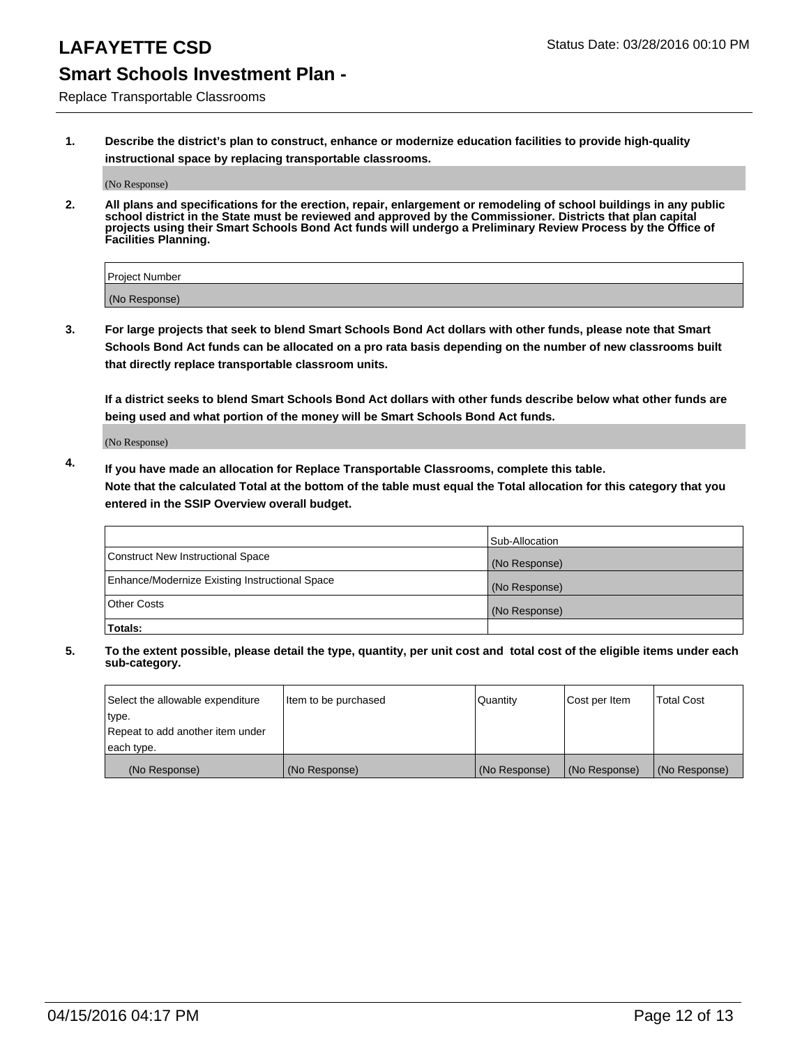# LAFAYETTE CSD

Status Date: 03/28/2016 00:10 PM

## Smart Schools Investment Plan -

Replace Transportable Classrooms

1. **Describe the district's plan to construct, enhance or modernize education facilities to provide high-quality instructional space by replacing transportable classrooms.**

   (No Response)

2. **All plans and specifications for the erection, repair, enlargement or remodeling of school buildings in any public school district in the State must be reviewed and approved by the Commissioner. Districts that plan capital projects using their Smart Schools Bond Act funds will undergo a Preliminary Review Process by the Office of Facilities Planning.**

| Project Number |
|---|
| (No Response) |

3. **For large projects that seek to blend Smart Schools Bond Act dollars with other funds, please note that Smart Schools Bond Act funds can be allocated on a pro rata basis depending on the number of new classrooms built that directly replace transportable classroom units.**

   **If a district seeks to blend Smart Schools Bond Act dollars with other funds describe below what other funds are being used and what portion of the money will be Smart Schools Bond Act funds.**

   (No Response)

4. **If you have made an allocation for Replace Transportable Classrooms, complete this table. Note that the calculated Total at the bottom of the table must equal the Total allocation for this category that you entered in the SSIP Overview overall budget.**

| | Sub-Allocation |
|---|---|
| Construct New Instructional Space | (No Response) |
| Enhance/Modernize Existing Instructional Space | (No Response) |
| Other Costs | (No Response) |
| **Totals:** | |

5. **To the extent possible, please detail the type, quantity, per unit cost and total cost of the eligible items under each sub-category.**

| Select the allowable expenditure type. Repeat to add another item under each type. | Item to be purchased | Quantity | Cost per Item | Total Cost |
|---|---|---|---|---|
| (No Response) | (No Response) | (No Response) | (No Response) | (No Response) |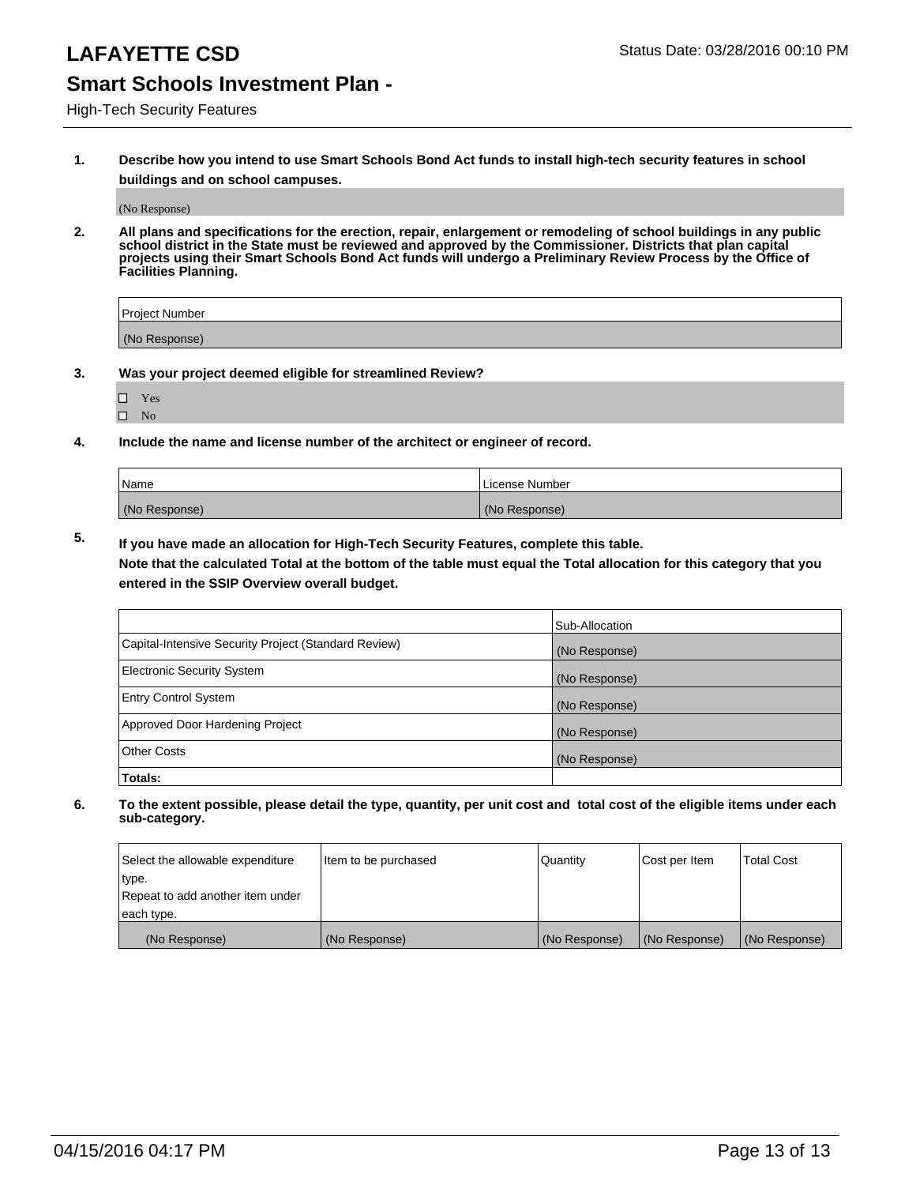# LAFAYETTE CSD

Status Date: 03/28/2016 00:10 PM

## Smart Schools Investment Plan -

High-Tech Security Features

**1. Describe how you intend to use Smart Schools Bond Act funds to install high-tech security features in school buildings and on school campuses.**

(No Response)

**2. All plans and specifications for the erection, repair, enlargement or remodeling of school buildings in any public school district in the State must be reviewed and approved by the Commissioner. Districts that plan capital projects using their Smart Schools Bond Act funds will undergo a Preliminary Review Process by the Office of Facilities Planning.**

| Project Number |
|---|
| (No Response) |

**3. Was your project deemed eligible for streamlined Review?**

- ☐ Yes
- ☐ No

**4. Include the name and license number of the architect or engineer of record.**

| Name | License Number |
|---|---|
| (No Response) | (No Response) |

**5. If you have made an allocation for High-Tech Security Features, complete this table.**
**Note that the calculated Total at the bottom of the table must equal the Total allocation for this category that you entered in the SSIP Overview overall budget.**

| | Sub-Allocation |
|---|---|
| Capital-Intensive Security Project (Standard Review) | (No Response) |
| Electronic Security System | (No Response) |
| Entry Control System | (No Response) |
| Approved Door Hardening Project | (No Response) |
| Other Costs | (No Response) |
| **Totals:** | |

**6. To the extent possible, please detail the type, quantity, per unit cost and total cost of the eligible items under each sub-category.**

| Select the allowable expenditure type. Repeat to add another item under each type. | Item to be purchased | Quantity | Cost per Item | Total Cost |
|---|---|---|---|---|
| (No Response) | (No Response) | (No Response) | (No Response) | (No Response) |